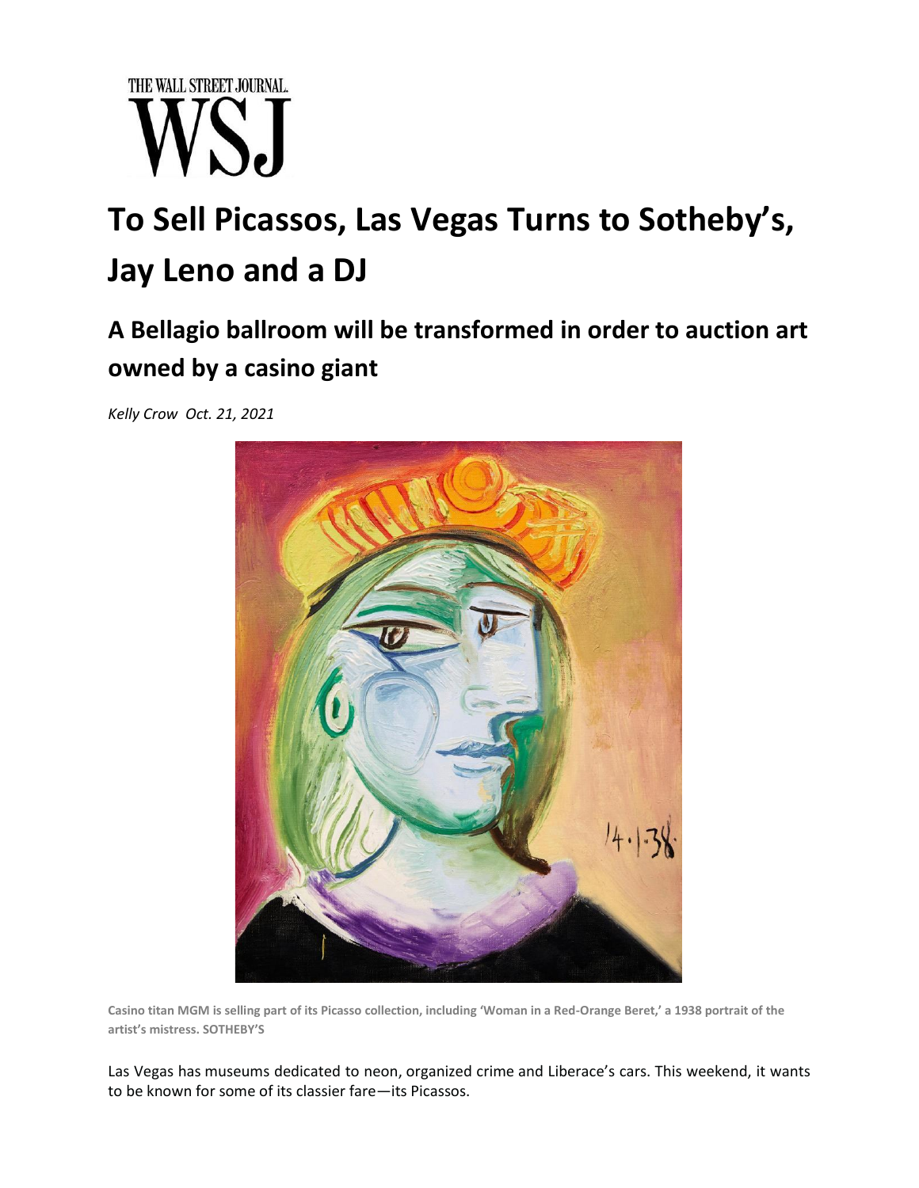THE WALL STREET JOURNAL.

WSJ

# To Sell Picassos, Las Vegas Turns to Sotheby's, Jay Leno and a DJ

## A Bellagio ballroom will be transformed in order to auction art owned by a casino giant

*Kelly Crow Oct. 21, 2021*

**Casino titan MGM is selling part of its Picasso collection, including 'Woman in a Red-Orange Beret,' a 1938 portrait of the artist's mistress. SOTHEBY'S**

Las Vegas has museums dedicated to neon, organized crime and Liberace's cars. This weekend, it wants to be known for some of its classier fare—its Picassos.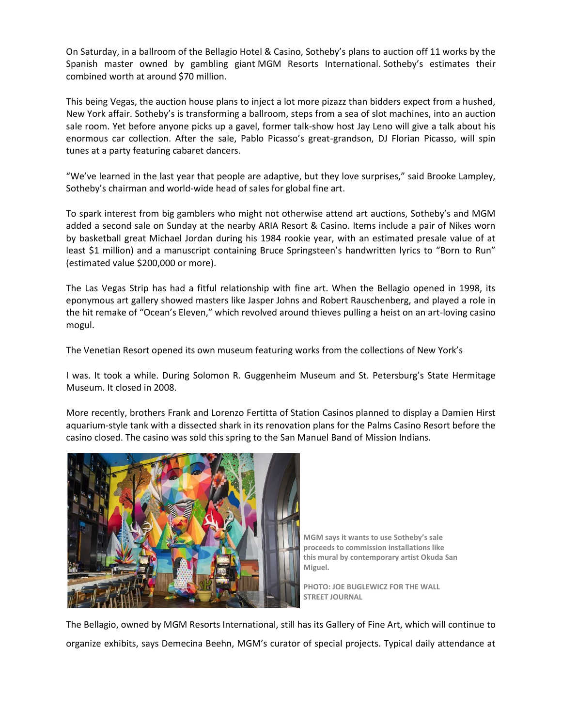On Saturday, in a ballroom of the Bellagio Hotel & Casino, Sotheby's plans to auction off 11 works by the Spanish master owned by gambling giant MGM Resorts International. Sotheby's estimates their combined worth at around $70 million.

This being Vegas, the auction house plans to inject a lot more pizzaz than bidders expect from a hushed, New York affair. Sotheby's is transforming a ballroom, steps from a sea of slot machines, into an auction sale room. Yet before anyone picks up a gavel, former talk-show host Jay Leno will give a talk about his enormous car collection. After the sale, Pablo Picasso's great-grandson, DJ Florian Picasso, will spin tunes at a party featuring cabaret dancers.

"We've learned in the last year that people are adaptive, but they love surprises," said Brooke Lampley, Sotheby's chairman and world-wide head of sales for global fine art.

To spark interest from big gamblers who might not otherwise attend art auctions, Sotheby's and MGM added a second sale on Sunday at the nearby ARIA Resort & Casino. Items include a pair of Nikes worn by basketball great Michael Jordan during his 1984 rookie year, with an estimated presale value of at least $1 million) and a manuscript containing Bruce Springsteen's handwritten lyrics to "Born to Run" (estimated value $200,000 or more).

The Las Vegas Strip has had a fitful relationship with fine art. When the Bellagio opened in 1998, its eponymous art gallery showed masters like Jasper Johns and Robert Rauschenberg, and played a role in the hit remake of "Ocean's Eleven," which revolved around thieves pulling a heist on an art-loving casino mogul.

The Venetian Resort opened its own museum featuring works from the collections of New York's

I was. It took a while. During Solomon R. Guggenheim Museum and St. Petersburg's State Hermitage Museum. It closed in 2008.

More recently, brothers Frank and Lorenzo Fertitta of Station Casinos planned to display a Damien Hirst aquarium-style tank with a dissected shark in its renovation plans for the Palms Casino Resort before the casino closed. The casino was sold this spring to the San Manuel Band of Mission Indians.

**MGM says it wants to use Sotheby's sale proceeds to commission installations like this mural by contemporary artist Okuda San Miguel.**

**PHOTO: JOE BUGLEWICZ FOR THE WALL STREET JOURNAL**

The Bellagio, owned by MGM Resorts International, still has its Gallery of Fine Art, which will continue to organize exhibits, says Demecina Beehn, MGM's curator of special projects. Typical daily attendance at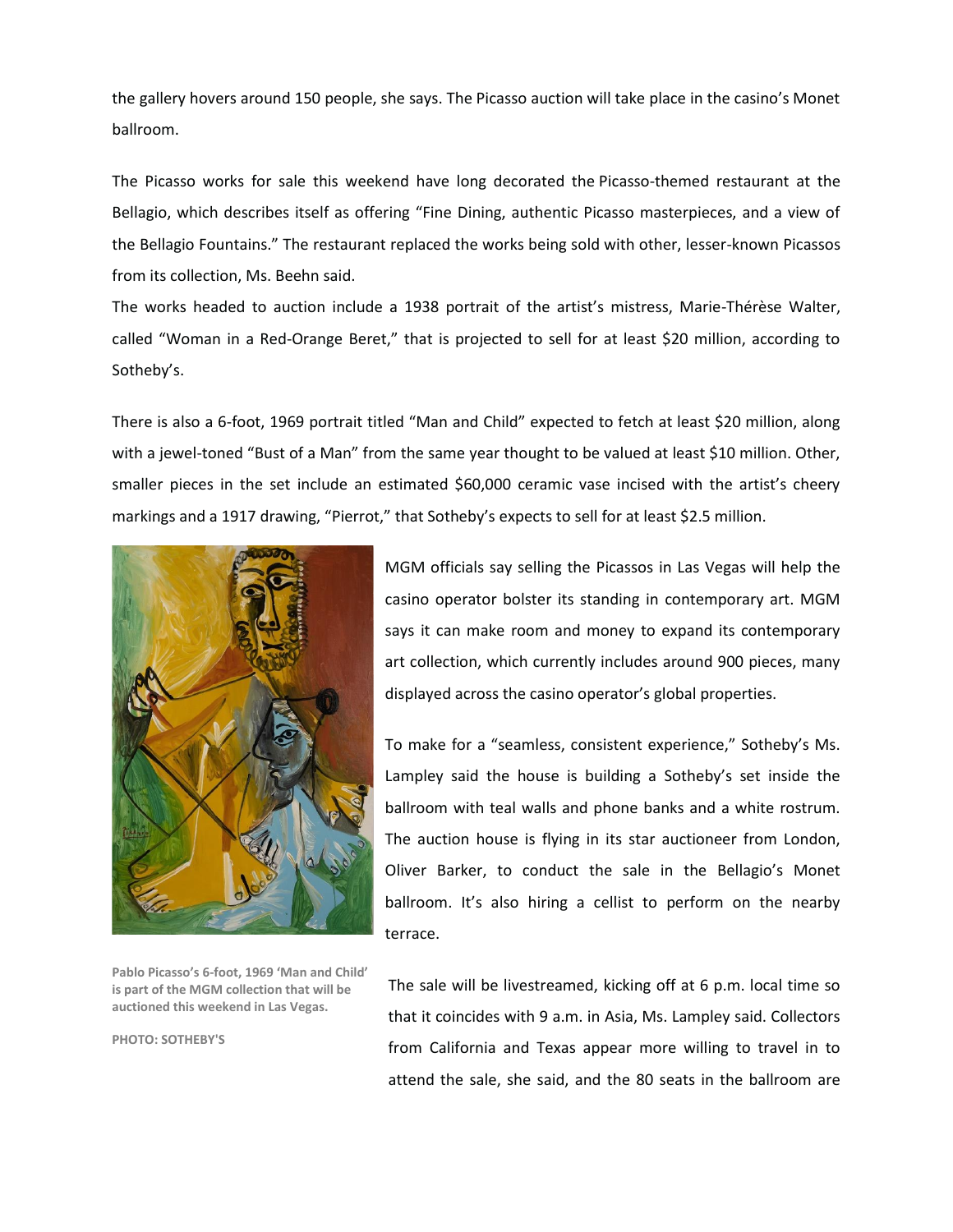the gallery hovers around 150 people, she says. The Picasso auction will take place in the casino's Monet ballroom.

The Picasso works for sale this weekend have long decorated the Picasso-themed restaurant at the Bellagio, which describes itself as offering "Fine Dining, authentic Picasso masterpieces, and a view of the Bellagio Fountains." The restaurant replaced the works being sold with other, lesser-known Picassos from its collection, Ms. Beehn said.

The works headed to auction include a 1938 portrait of the artist's mistress, Marie-Thérèse Walter, called "Woman in a Red-Orange Beret," that is projected to sell for at least $20 million, according to Sotheby's.

There is also a 6-foot, 1969 portrait titled "Man and Child" expected to fetch at least $20 million, along with a jewel-toned "Bust of a Man" from the same year thought to be valued at least $10 million. Other, smaller pieces in the set include an estimated $60,000 ceramic vase incised with the artist's cheery markings and a 1917 drawing, "Pierrot," that Sotheby's expects to sell for at least $2.5 million.

Pablo Picasso's 6-foot, 1969 'Man and Child' is part of the MGM collection that will be auctioned this weekend in Las Vegas.

PHOTO: SOTHEBY'S

MGM officials say selling the Picassos in Las Vegas will help the casino operator bolster its standing in contemporary art. MGM says it can make room and money to expand its contemporary art collection, which currently includes around 900 pieces, many displayed across the casino operator's global properties.

To make for a "seamless, consistent experience," Sotheby's Ms. Lampley said the house is building a Sotheby's set inside the ballroom with teal walls and phone banks and a white rostrum. The auction house is flying in its star auctioneer from London, Oliver Barker, to conduct the sale in the Bellagio's Monet ballroom. It's also hiring a cellist to perform on the nearby terrace.

The sale will be livestreamed, kicking off at 6 p.m. local time so that it coincides with 9 a.m. in Asia, Ms. Lampley said. Collectors from California and Texas appear more willing to travel in to attend the sale, she said, and the 80 seats in the ballroom are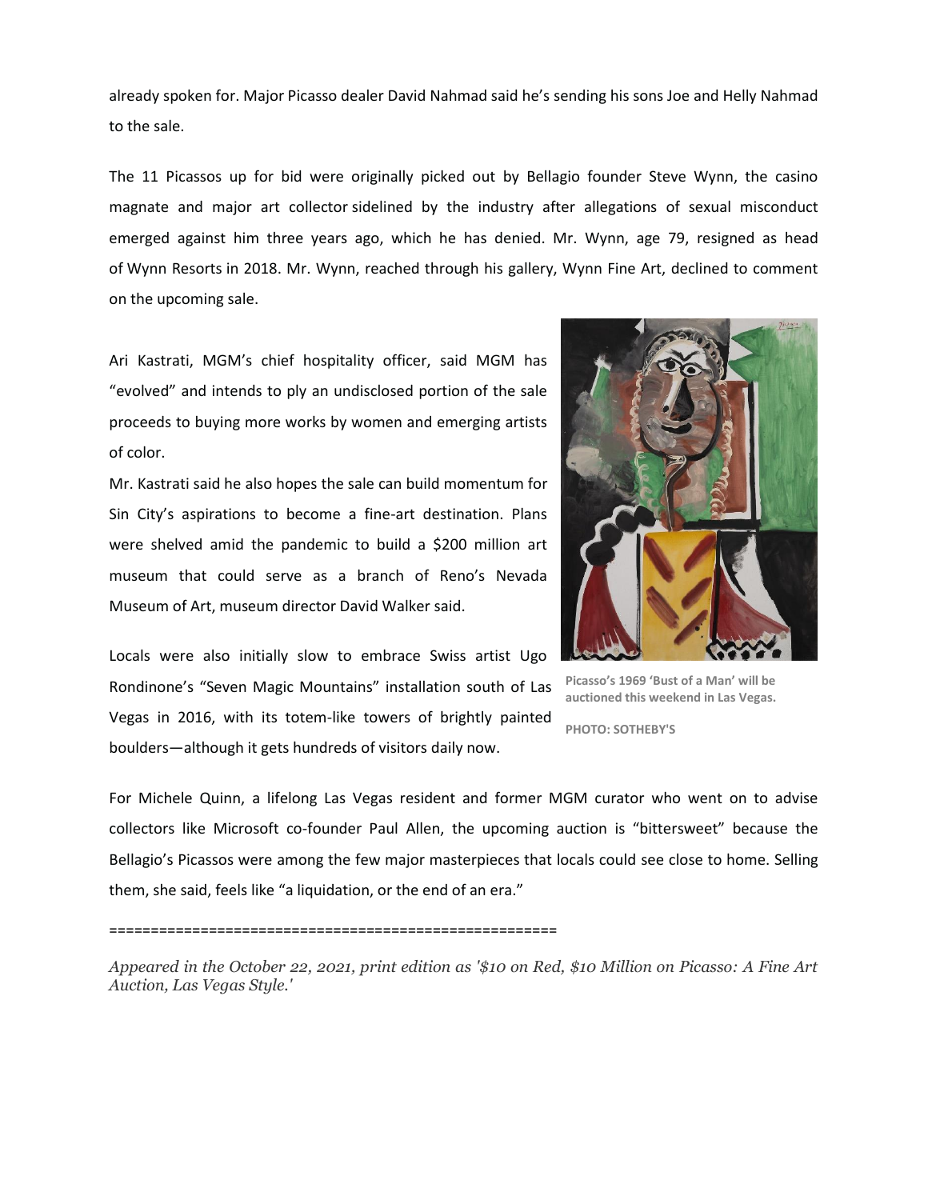already spoken for. Major Picasso dealer David Nahmad said he's sending his sons Joe and Helly Nahmad to the sale.

The 11 Picassos up for bid were originally picked out by Bellagio founder Steve Wynn, the casino magnate and major art collector sidelined by the industry after allegations of sexual misconduct emerged against him three years ago, which he has denied. Mr. Wynn, age 79, resigned as head of Wynn Resorts in 2018. Mr. Wynn, reached through his gallery, Wynn Fine Art, declined to comment on the upcoming sale.

Ari Kastrati, MGM's chief hospitality officer, said MGM has "evolved" and intends to ply an undisclosed portion of the sale proceeds to buying more works by women and emerging artists of color.

Mr. Kastrati said he also hopes the sale can build momentum for Sin City's aspirations to become a fine-art destination. Plans were shelved amid the pandemic to build a $200 million art museum that could serve as a branch of Reno's Nevada Museum of Art, museum director David Walker said.

Locals were also initially slow to embrace Swiss artist Ugo Rondinone's "Seven Magic Mountains" installation south of Las Vegas in 2016, with its totem-like towers of brightly painted boulders—although it gets hundreds of visitors daily now.

**Picasso's 1969 'Bust of a Man' will be auctioned this weekend in Las Vegas.**

**PHOTO: SOTHEBY'S**

For Michele Quinn, a lifelong Las Vegas resident and former MGM curator who went on to advise collectors like Microsoft co-founder Paul Allen, the upcoming auction is "bittersweet" because the Bellagio's Picassos were among the few major masterpieces that locals could see close to home. Selling them, she said, feels like "a liquidation, or the end of an era."

=====================================================

*Appeared in the October 22, 2021, print edition as '$10 on Red, $10 Million on Picasso: A Fine Art Auction, Las Vegas Style.'*